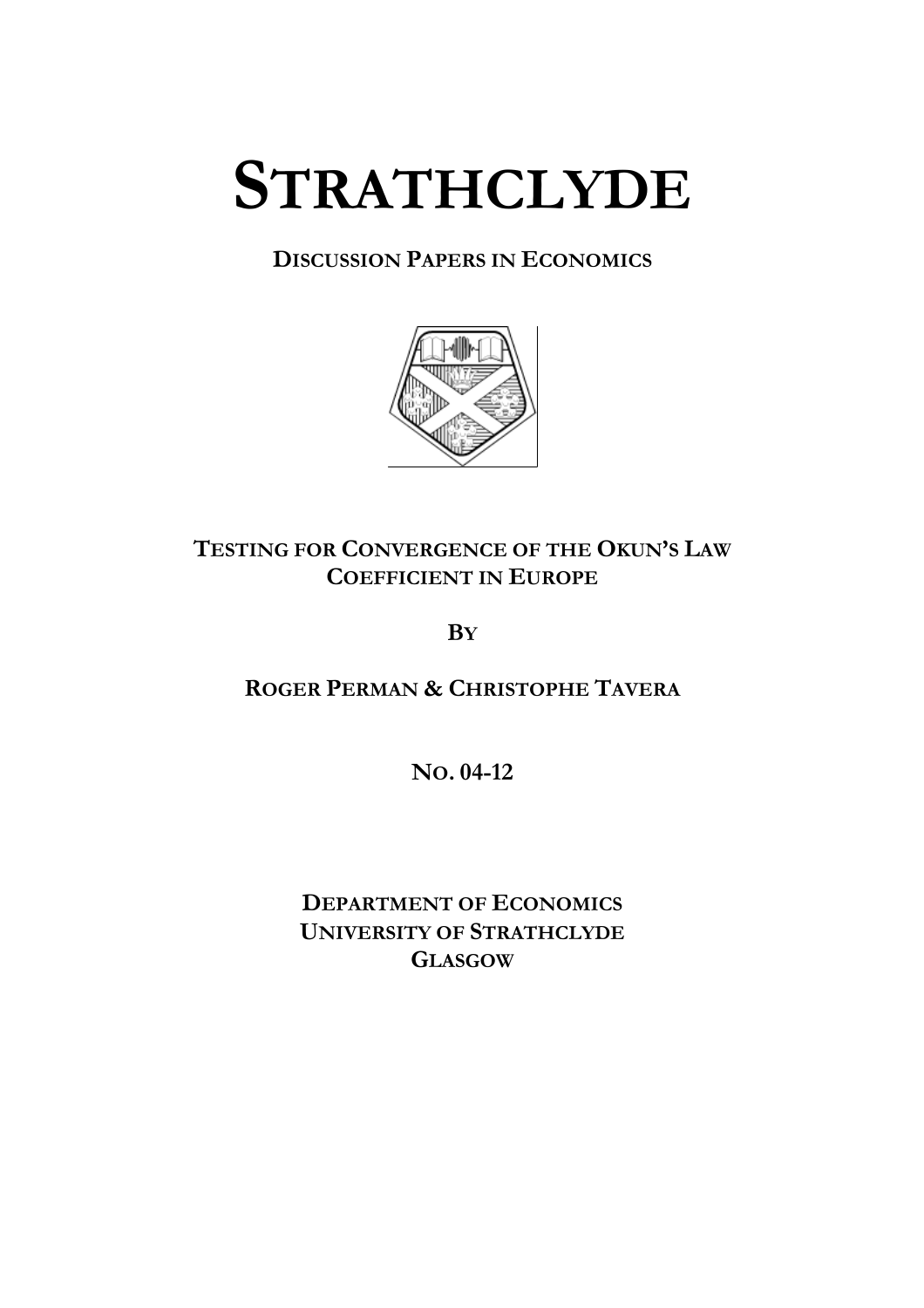# STRATHCLYDE

**DISCUSSION PAPERS IN ECONOMICS**

## TESTING FOR CONVERGENCE OF THE OKUN'S LAW COEFFICIENT IN EUROPE

**BY**

**ROGER PERMAN & CHRISTOPHE TAVERA**

**NO. 04-12**

**DEPARTMENT OF ECONOMICS**
**UNIVERSITY OF STRATHCLYDE**
**GLASGOW**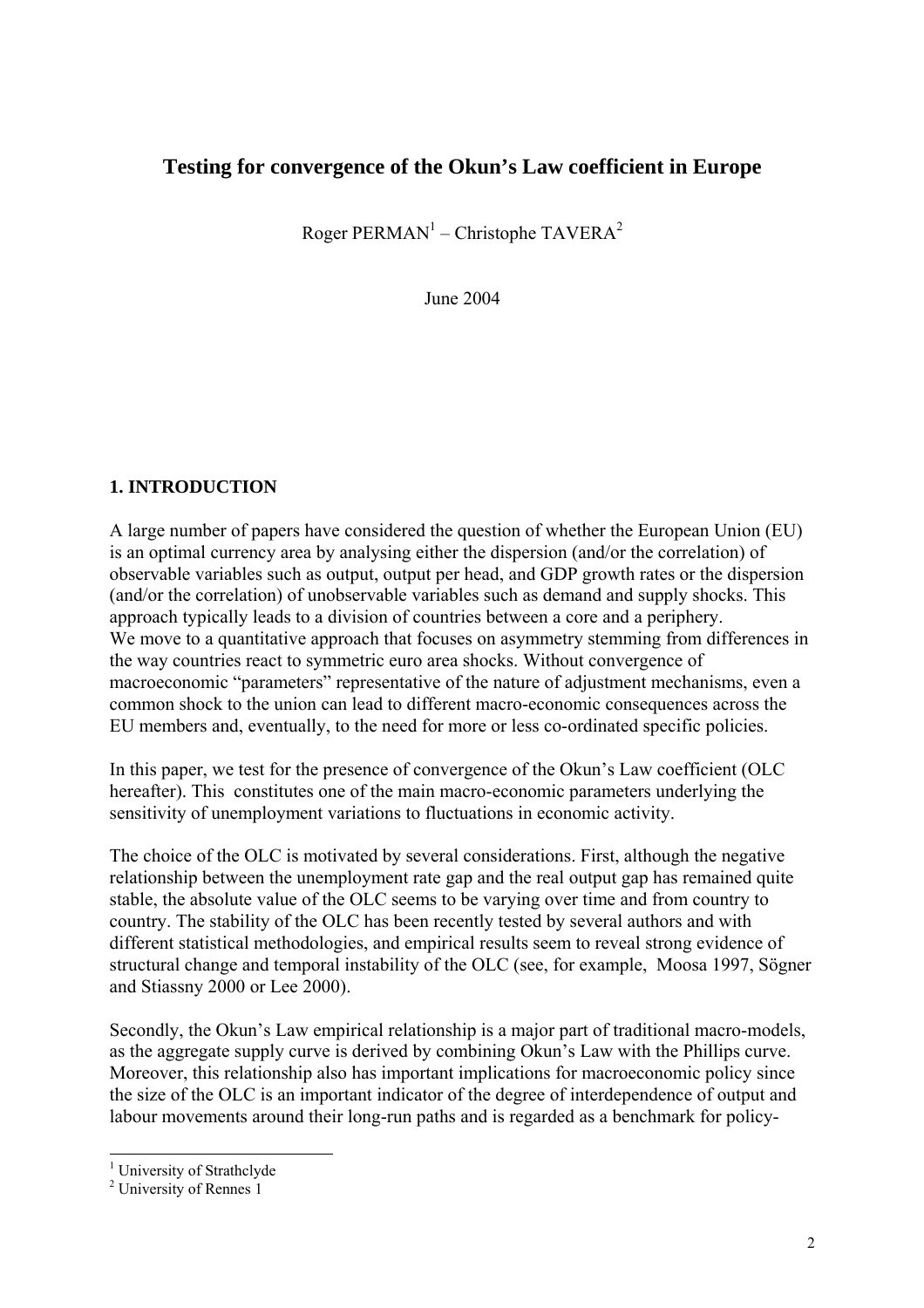# Testing for convergence of the Okun's Law coefficient in Europe

Roger PERMAN[1] – Christophe TAVERA[2]

June 2004

## 1. INTRODUCTION

A large number of papers have considered the question of whether the European Union (EU) is an optimal currency area by analysing either the dispersion (and/or the correlation) of observable variables such as output, output per head, and GDP growth rates or the dispersion (and/or the correlation) of unobservable variables such as demand and supply shocks. This approach typically leads to a division of countries between a core and a periphery.
We move to a quantitative approach that focuses on asymmetry stemming from differences in the way countries react to symmetric euro area shocks. Without convergence of macroeconomic "parameters" representative of the nature of adjustment mechanisms, even a common shock to the union can lead to different macro-economic consequences across the EU members and, eventually, to the need for more or less co-ordinated specific policies.

In this paper, we test for the presence of convergence of the Okun's Law coefficient (OLC hereafter). This constitutes one of the main macro-economic parameters underlying the sensitivity of unemployment variations to fluctuations in economic activity.

The choice of the OLC is motivated by several considerations. First, although the negative relationship between the unemployment rate gap and the real output gap has remained quite stable, the absolute value of the OLC seems to be varying over time and from country to country. The stability of the OLC has been recently tested by several authors and with different statistical methodologies, and empirical results seem to reveal strong evidence of structural change and temporal instability of the OLC (see, for example, Moosa 1997, Sögner and Stiassny 2000 or Lee 2000).

Secondly, the Okun's Law empirical relationship is a major part of traditional macro-models, as the aggregate supply curve is derived by combining Okun's Law with the Phillips curve. Moreover, this relationship also has important implications for macroeconomic policy since the size of the OLC is an important indicator of the degree of interdependence of output and labour movements around their long-run paths and is regarded as a benchmark for policy-

[1] University of Strathclyde
[2] University of Rennes 1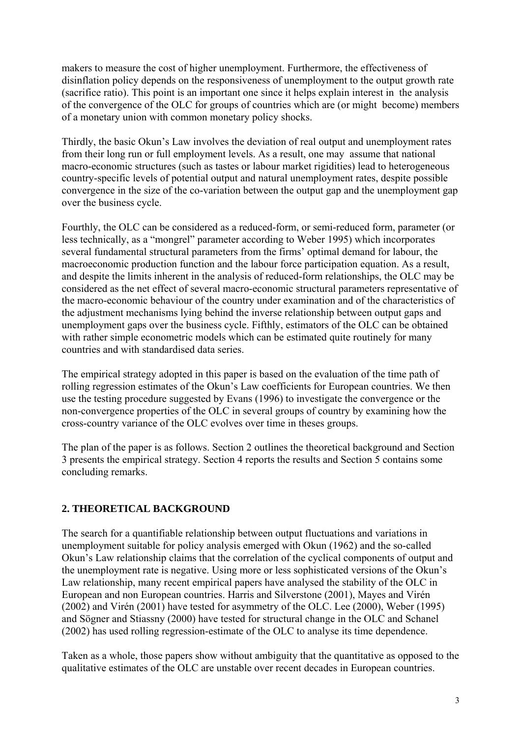makers to measure the cost of higher unemployment. Furthermore, the effectiveness of disinflation policy depends on the responsiveness of unemployment to the output growth rate (sacrifice ratio). This point is an important one since it helps explain interest in the analysis of the convergence of the OLC for groups of countries which are (or might become) members of a monetary union with common monetary policy shocks.

Thirdly, the basic Okun's Law involves the deviation of real output and unemployment rates from their long run or full employment levels. As a result, one may assume that national macro-economic structures (such as tastes or labour market rigidities) lead to heterogeneous country-specific levels of potential output and natural unemployment rates, despite possible convergence in the size of the co-variation between the output gap and the unemployment gap over the business cycle.

Fourthly, the OLC can be considered as a reduced-form, or semi-reduced form, parameter (or less technically, as a "mongrel" parameter according to Weber 1995) which incorporates several fundamental structural parameters from the firms' optimal demand for labour, the macroeconomic production function and the labour force participation equation. As a result, and despite the limits inherent in the analysis of reduced-form relationships, the OLC may be considered as the net effect of several macro-economic structural parameters representative of the macro-economic behaviour of the country under examination and of the characteristics of the adjustment mechanisms lying behind the inverse relationship between output gaps and unemployment gaps over the business cycle. Fifthly, estimators of the OLC can be obtained with rather simple econometric models which can be estimated quite routinely for many countries and with standardised data series.

The empirical strategy adopted in this paper is based on the evaluation of the time path of rolling regression estimates of the Okun's Law coefficients for European countries. We then use the testing procedure suggested by Evans (1996) to investigate the convergence or the non-convergence properties of the OLC in several groups of country by examining how the cross-country variance of the OLC evolves over time in theses groups.

The plan of the paper is as follows. Section 2 outlines the theoretical background and Section 3 presents the empirical strategy. Section 4 reports the results and Section 5 contains some concluding remarks.

## 2. THEORETICAL BACKGROUND

The search for a quantifiable relationship between output fluctuations and variations in unemployment suitable for policy analysis emerged with Okun (1962) and the so-called Okun's Law relationship claims that the correlation of the cyclical components of output and the unemployment rate is negative. Using more or less sophisticated versions of the Okun's Law relationship, many recent empirical papers have analysed the stability of the OLC in European and non European countries. Harris and Silverstone (2001), Mayes and Virén (2002) and Virén (2001) have tested for asymmetry of the OLC. Lee (2000), Weber (1995) and Sögner and Stiassny (2000) have tested for structural change in the OLC and Schanel (2002) has used rolling regression-estimate of the OLC to analyse its time dependence.

Taken as a whole, those papers show without ambiguity that the quantitative as opposed to the qualitative estimates of the OLC are unstable over recent decades in European countries.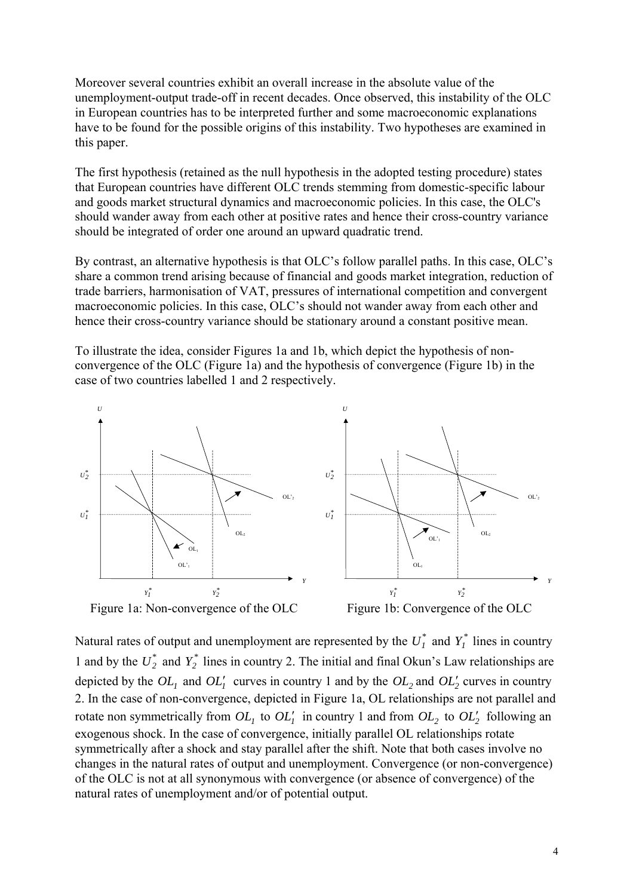Moreover several countries exhibit an overall increase in the absolute value of the unemployment-output trade-off in recent decades. Once observed, this instability of the OLC in European countries has to be interpreted further and some macroeconomic explanations have to be found for the possible origins of this instability. Two hypotheses are examined in this paper.

The first hypothesis (retained as the null hypothesis in the adopted testing procedure) states that European countries have different OLC trends stemming from domestic-specific labour and goods market structural dynamics and macroeconomic policies. In this case, the OLC's should wander away from each other at positive rates and hence their cross-country variance should be integrated of order one around an upward quadratic trend.

By contrast, an alternative hypothesis is that OLC's follow parallel paths. In this case, OLC's share a common trend arising because of financial and goods market integration, reduction of trade barriers, harmonisation of VAT, pressures of international competition and convergent macroeconomic policies. In this case, OLC's should not wander away from each other and hence their cross-country variance should be stationary around a constant positive mean.

To illustrate the idea, consider Figures 1a and 1b, which depict the hypothesis of non-convergence of the OLC (Figure 1a) and the hypothesis of convergence (Figure 1b) in the case of two countries labelled 1 and 2 respectively.

Figure 1a: Non-convergence of the OLC

Figure 1b: Convergence of the OLC

Natural rates of output and unemployment are represented by the $U_1^*$ and $Y_1^*$ lines in country 1 and by the $U_2^*$ and $Y_2^*$ lines in country 2. The initial and final Okun's Law relationships are depicted by the $OL_1$ and $OL_1'$ curves in country 1 and by the $OL_2$ and $OL_2'$ curves in country 2. In the case of non-convergence, depicted in Figure 1a, OL relationships are not parallel and rotate non symmetrically from $OL_1$ to $OL_1'$ in country 1 and from $OL_2$ to $OL_2'$ following an exogenous shock. In the case of convergence, initially parallel OL relationships rotate symmetrically after a shock and stay parallel after the shift. Note that both cases involve no changes in the natural rates of output and unemployment. Convergence (or non-convergence) of the OLC is not at all synonymous with convergence (or absence of convergence) of the natural rates of unemployment and/or of potential output.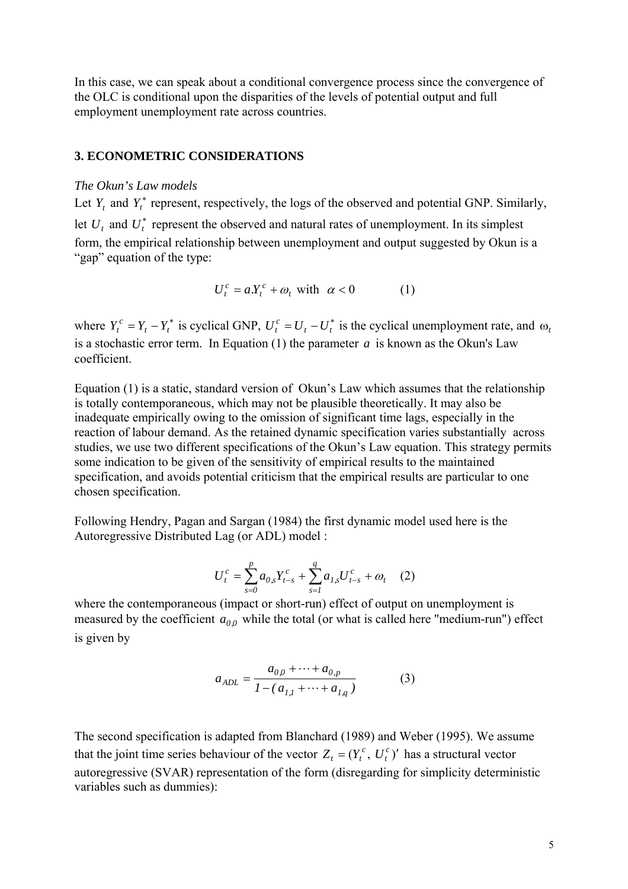In this case, we can speak about a conditional convergence process since the convergence of the OLC is conditional upon the disparities of the levels of potential output and full employment unemployment rate across countries.

## 3. ECONOMETRIC CONSIDERATIONS

*The Okun's Law models*

Let $Y_t$ and $Y_t^*$ represent, respectively, the logs of the observed and potential GNP. Similarly, let $U_t$ and $U_t^*$ represent the observed and natural rates of unemployment. In its simplest form, the empirical relationship between unemployment and output suggested by Okun is a "gap" equation of the type:

$$U_t^c = a.Y_t^c + \omega_t \text{ with } \alpha < 0 \qquad (1)$$

where $Y_t^c = Y_t - Y_t^*$ is cyclical GNP, $U_t^c = U_t - U_t^*$ is the cyclical unemployment rate, and $\omega_t$ is a stochastic error term. In Equation (1) the parameter $a$ is known as the Okun's Law coefficient.

Equation (1) is a static, standard version of Okun's Law which assumes that the relationship is totally contemporaneous, which may not be plausible theoretically. It may also be inadequate empirically owing to the omission of significant time lags, especially in the reaction of labour demand. As the retained dynamic specification varies substantially across studies, we use two different specifications of the Okun's Law equation. This strategy permits some indication to be given of the sensitivity of empirical results to the maintained specification, and avoids potential criticism that the empirical results are particular to one chosen specification.

Following Hendry, Pagan and Sargan (1984) the first dynamic model used here is the Autoregressive Distributed Lag (or ADL) model :

$$U_t^c = \sum_{s=0}^{p} a_{0,s} Y_{t-s}^c + \sum_{s=1}^{q} a_{1,s} U_{t-s}^c + \omega_t \qquad (2)$$

where the contemporaneous (impact or short-run) effect of output on unemployment is measured by the coefficient $a_{0,0}$ while the total (or what is called here "medium-run") effect is given by

$$a_{ADL} = \frac{a_{0,0} + \cdots + a_{0,p}}{1 - (a_{1,1} + \cdots + a_{1,q})} \qquad (3)$$

The second specification is adapted from Blanchard (1989) and Weber (1995). We assume that the joint time series behaviour of the vector $Z_t = (Y_t^c, U_t^c)'$ has a structural vector autoregressive (SVAR) representation of the form (disregarding for simplicity deterministic variables such as dummies):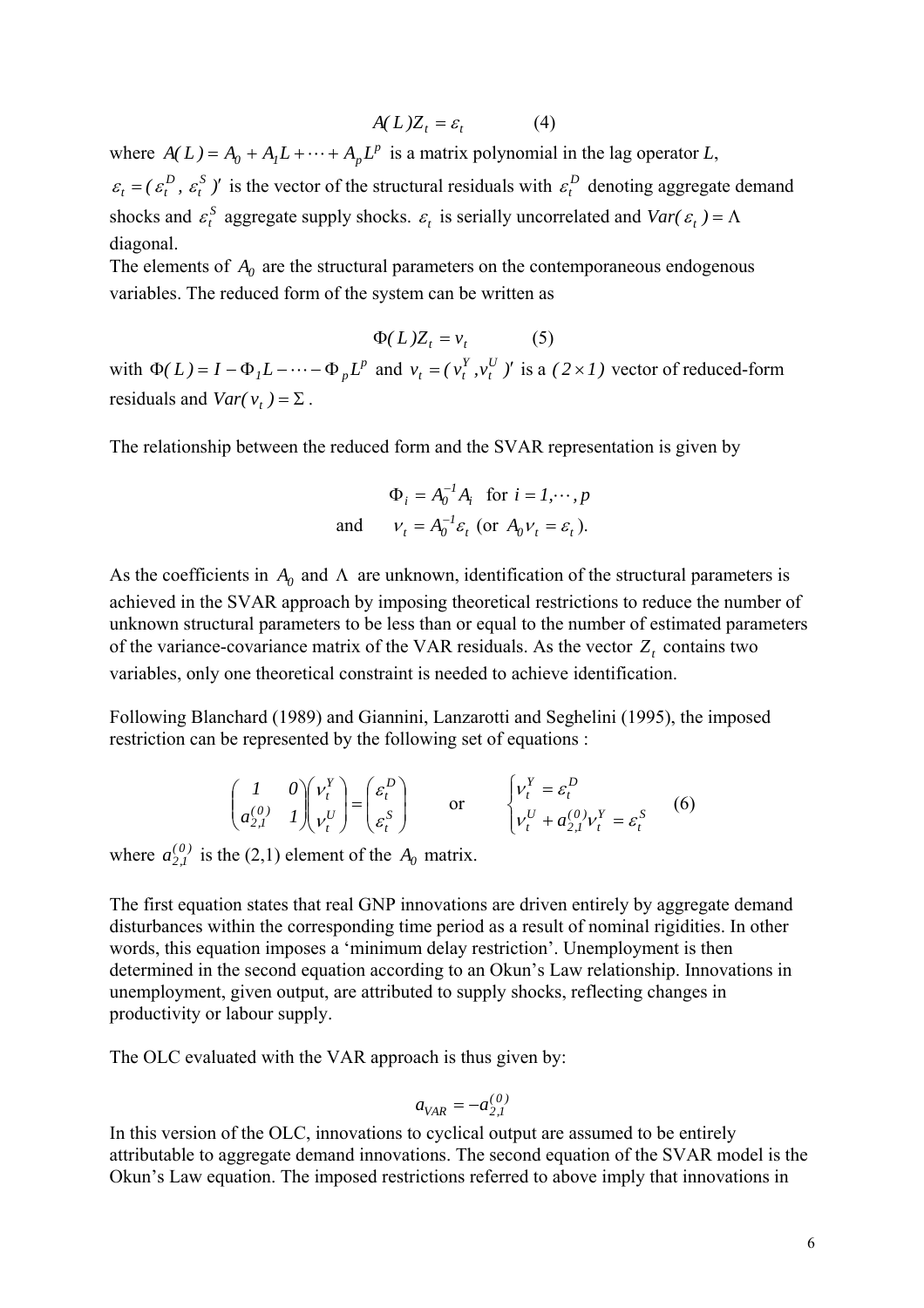$$A(L)Z_t = \varepsilon_t \qquad (4)$$

where $A(L) = A_0 + A_1 L + \cdots + A_p L^p$ is a matrix polynomial in the lag operator $L$, $\varepsilon_t = (\varepsilon_t^D, \varepsilon_t^S)'$ is the vector of the structural residuals with $\varepsilon_t^D$ denoting aggregate demand shocks and $\varepsilon_t^S$ aggregate supply shocks. $\varepsilon_t$ is serially uncorrelated and $Var(\varepsilon_t) = \Lambda$ diagonal.

The elements of $A_0$ are the structural parameters on the contemporaneous endogenous variables. The reduced form of the system can be written as

$$\Phi(L)Z_t = v_t \qquad (5)$$

with $\Phi(L) = I - \Phi_1 L - \cdots - \Phi_p L^p$ and $v_t = (v_t^Y, v_t^U)'$ is a $(2 \times 1)$ vector of reduced-form residuals and $Var(v_t) = \Sigma$.

The relationship between the reduced form and the SVAR representation is given by

$$\Phi_i = A_0^{-1} A_i \quad \text{for } i = 1, \cdots, p$$

$$\text{and} \qquad v_t = A_0^{-1} \varepsilon_t \ (\text{or } A_0 v_t = \varepsilon_t).$$

As the coefficients in $A_0$ and $\Lambda$ are unknown, identification of the structural parameters is achieved in the SVAR approach by imposing theoretical restrictions to reduce the number of unknown structural parameters to be less than or equal to the number of estimated parameters of the variance-covariance matrix of the VAR residuals. As the vector $Z_t$ contains two variables, only one theoretical constraint is needed to achieve identification.

Following Blanchard (1989) and Giannini, Lanzarotti and Seghelini (1995), the imposed restriction can be represented by the following set of equations :

$$\begin{pmatrix} 1 & 0 \\ a_{2,1}^{(0)} & 1 \end{pmatrix} \begin{pmatrix} v_t^Y \\ v_t^U \end{pmatrix} = \begin{pmatrix} \varepsilon_t^D \\ \varepsilon_t^S \end{pmatrix} \qquad \text{or} \qquad \begin{cases} v_t^Y = \varepsilon_t^D \\ v_t^U + a_{2,1}^{(0)} v_t^Y = \varepsilon_t^S \end{cases} \qquad (6)$$

where $a_{2,1}^{(0)}$ is the (2,1) element of the $A_0$ matrix.

The first equation states that real GNP innovations are driven entirely by aggregate demand disturbances within the corresponding time period as a result of nominal rigidities. In other words, this equation imposes a 'minimum delay restriction'. Unemployment is then determined in the second equation according to an Okun's Law relationship. Innovations in unemployment, given output, are attributed to supply shocks, reflecting changes in productivity or labour supply.

The OLC evaluated with the VAR approach is thus given by:

$$a_{VAR} = -a_{2,1}^{(0)}$$

In this version of the OLC, innovations to cyclical output are assumed to be entirely attributable to aggregate demand innovations. The second equation of the SVAR model is the Okun's Law equation. The imposed restrictions referred to above imply that innovations in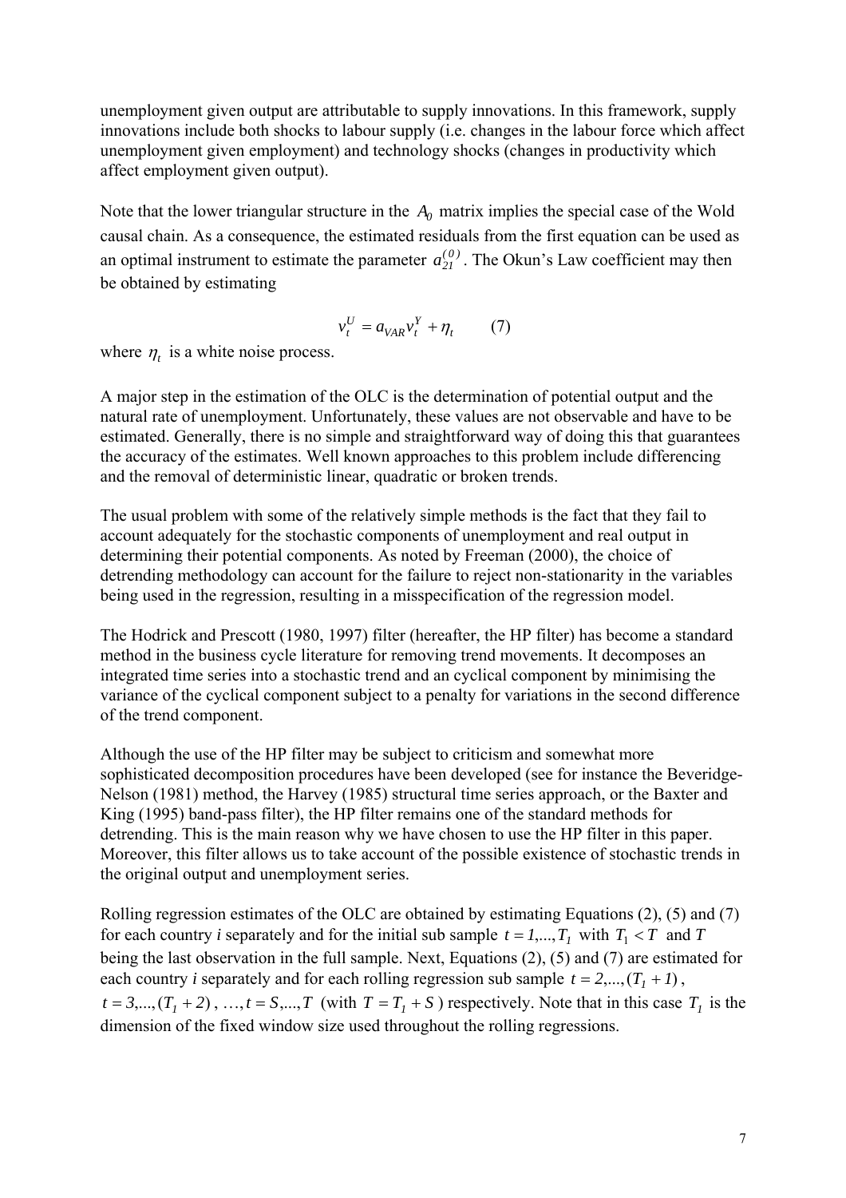unemployment given output are attributable to supply innovations. In this framework, supply innovations include both shocks to labour supply (i.e. changes in the labour force which affect unemployment given employment) and technology shocks (changes in productivity which affect employment given output).

Note that the lower triangular structure in the $A_0$ matrix implies the special case of the Wold causal chain. As a consequence, the estimated residuals from the first equation can be used as an optimal instrument to estimate the parameter $a_{21}^{(0)}$. The Okun's Law coefficient may then be obtained by estimating

$$v_t^U = a_{VAR} v_t^Y + \eta_t \qquad (7)$$

where $\eta_t$ is a white noise process.

A major step in the estimation of the OLC is the determination of potential output and the natural rate of unemployment. Unfortunately, these values are not observable and have to be estimated. Generally, there is no simple and straightforward way of doing this that guarantees the accuracy of the estimates. Well known approaches to this problem include differencing and the removal of deterministic linear, quadratic or broken trends.

The usual problem with some of the relatively simple methods is the fact that they fail to account adequately for the stochastic components of unemployment and real output in determining their potential components. As noted by Freeman (2000), the choice of detrending methodology can account for the failure to reject non-stationarity in the variables being used in the regression, resulting in a misspecification of the regression model.

The Hodrick and Prescott (1980, 1997) filter (hereafter, the HP filter) has become a standard method in the business cycle literature for removing trend movements. It decomposes an integrated time series into a stochastic trend and an cyclical component by minimising the variance of the cyclical component subject to a penalty for variations in the second difference of the trend component.

Although the use of the HP filter may be subject to criticism and somewhat more sophisticated decomposition procedures have been developed (see for instance the Beveridge-Nelson (1981) method, the Harvey (1985) structural time series approach, or the Baxter and King (1995) band-pass filter), the HP filter remains one of the standard methods for detrending. This is the main reason why we have chosen to use the HP filter in this paper. Moreover, this filter allows us to take account of the possible existence of stochastic trends in the original output and unemployment series.

Rolling regression estimates of the OLC are obtained by estimating Equations (2), (5) and (7) for each country *i* separately and for the initial sub sample $t = 1,...,T_1$ with $T_1 < T$ and $T$ being the last observation in the full sample. Next, Equations (2), (5) and (7) are estimated for each country *i* separately and for each rolling regression sub sample $t = 2,...,(T_1 + 1)$, $t = 3,...,(T_1 + 2)$, …, $t = S,...,T$ (with $T = T_1 + S$) respectively. Note that in this case $T_1$ is the dimension of the fixed window size used throughout the rolling regressions.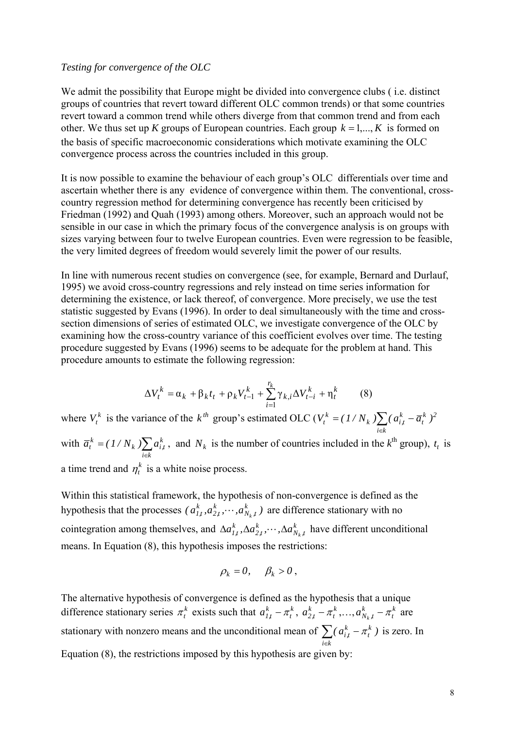*Testing for convergence of the OLC*

We admit the possibility that Europe might be divided into convergence clubs ( i.e. distinct groups of countries that revert toward different OLC common trends) or that some countries revert toward a common trend while others diverge from that common trend and from each other. We thus set up *K* groups of European countries. Each group $k = 1,...,K$ is formed on the basis of specific macroeconomic considerations which motivate examining the OLC convergence process across the countries included in this group.

It is now possible to examine the behaviour of each group's OLC differentials over time and ascertain whether there is any evidence of convergence within them. The conventional, cross-country regression method for determining convergence has recently been criticised by Friedman (1992) and Quah (1993) among others. Moreover, such an approach would not be sensible in our case in which the primary focus of the convergence analysis is on groups with sizes varying between four to twelve European countries. Even were regression to be feasible, the very limited degrees of freedom would severely limit the power of our results.

In line with numerous recent studies on convergence (see, for example, Bernard and Durlauf, 1995) we avoid cross-country regressions and rely instead on time series information for determining the existence, or lack thereof, of convergence. More precisely, we use the test statistic suggested by Evans (1996). In order to deal simultaneously with the time and cross-section dimensions of series of estimated OLC, we investigate convergence of the OLC by examining how the cross-country variance of this coefficient evolves over time. The testing procedure suggested by Evans (1996) seems to be adequate for the problem at hand. This procedure amounts to estimate the following regression:

$$\Delta V_t^k = \alpha_k + \beta_k t_t + \rho_k V_{t-1}^k + \sum_{i=1}^{r_k} \gamma_{k,i} \Delta V_{t-i}^k + \eta_t^k \qquad (8)$$

where $V_t^k$ is the variance of the $k^{th}$ group's estimated OLC ($V_t^k = (1/N_k)\sum_{i\in k}(a_{i,t}^k - \overline{a}_t^k)^2$ with $\overline{a}_t^k = (1/N_k)\sum_{i\in k} a_{i,t}^k$, and $N_k$ is the number of countries included in the $k^{\text{th}}$ group), $t_t$ is a time trend and $\eta_t^k$ is a white noise process.

Within this statistical framework, the hypothesis of non-convergence is defined as the hypothesis that the processes $(a_{1,t}^k, a_{2,t}^k, \cdots, a_{N_k,t}^k)$ are difference stationary with no cointegration among themselves, and $\Delta a_{1,t}^k, \Delta a_{2,t}^k, \cdots, \Delta a_{N_k,t}^k$ have different unconditional means. In Equation (8), this hypothesis imposes the restrictions:

$$\rho_k = 0, \quad \beta_k > 0,$$

The alternative hypothesis of convergence is defined as the hypothesis that a unique difference stationary series $\pi_t^k$ exists such that $a_{1,t}^k - \pi_t^k$, $a_{2,t}^k - \pi_t^k, \ldots, a_{N_k,t}^k - \pi_t^k$ are stationary with nonzero means and the unconditional mean of $\sum_{i\in k}(a_{i,t}^k - \pi_t^k)$ is zero. In Equation (8), the restrictions imposed by this hypothesis are given by: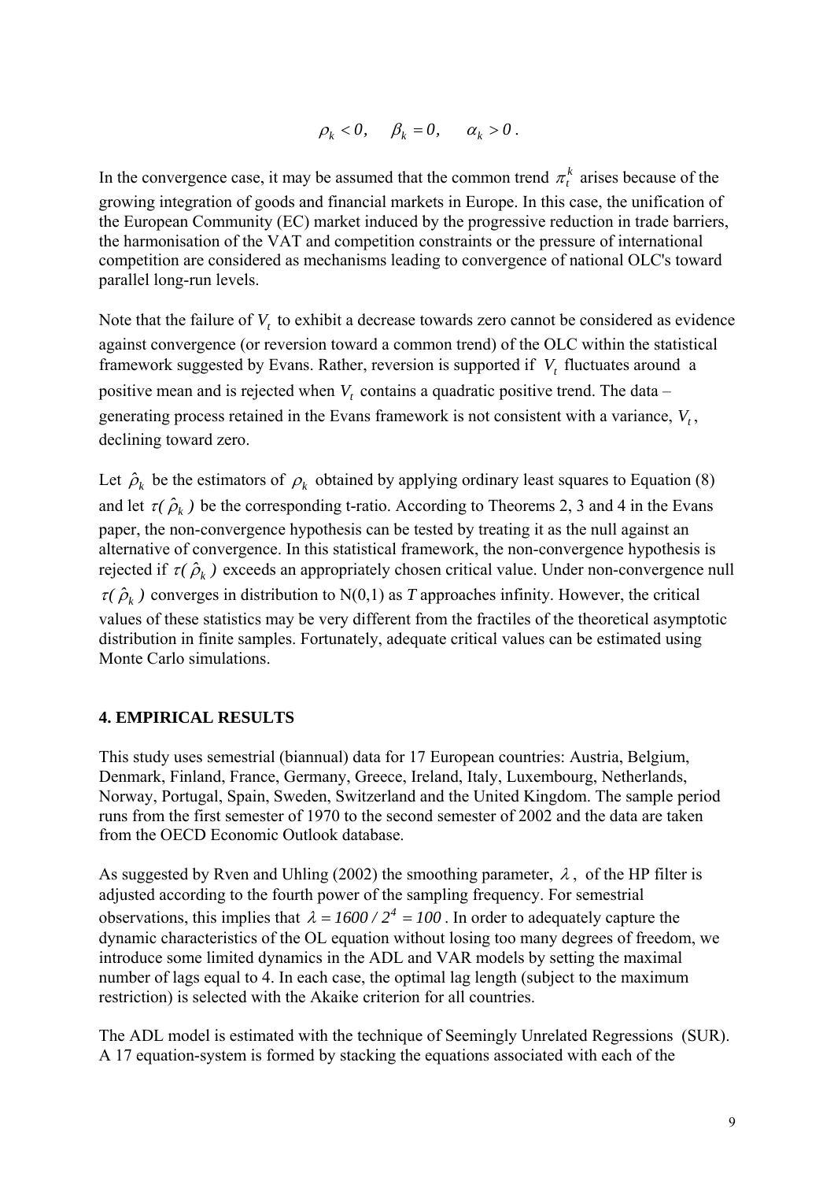$$\rho_k < 0, \quad \beta_k = 0, \quad \alpha_k > 0 .$$

In the convergence case, it may be assumed that the common trend $\pi_t^k$ arises because of the growing integration of goods and financial markets in Europe. In this case, the unification of the European Community (EC) market induced by the progressive reduction in trade barriers, the harmonisation of the VAT and competition constraints or the pressure of international competition are considered as mechanisms leading to convergence of national OLC's toward parallel long-run levels.

Note that the failure of $V_t$ to exhibit a decrease towards zero cannot be considered as evidence against convergence (or reversion toward a common trend) of the OLC within the statistical framework suggested by Evans. Rather, reversion is supported if $V_t$ fluctuates around a positive mean and is rejected when $V_t$ contains a quadratic positive trend. The data – generating process retained in the Evans framework is not consistent with a variance, $V_t$, declining toward zero.

Let $\hat{\rho}_k$ be the estimators of $\rho_k$ obtained by applying ordinary least squares to Equation (8) and let $\tau(\hat{\rho}_k)$ be the corresponding t-ratio. According to Theorems 2, 3 and 4 in the Evans paper, the non-convergence hypothesis can be tested by treating it as the null against an alternative of convergence. In this statistical framework, the non-convergence hypothesis is rejected if $\tau(\hat{\rho}_k)$ exceeds an appropriately chosen critical value. Under non-convergence null $\tau(\hat{\rho}_k)$ converges in distribution to N(0,1) as *T* approaches infinity. However, the critical values of these statistics may be very different from the fractiles of the theoretical asymptotic distribution in finite samples. Fortunately, adequate critical values can be estimated using Monte Carlo simulations.

## 4. EMPIRICAL RESULTS

This study uses semestrial (biannual) data for 17 European countries: Austria, Belgium, Denmark, Finland, France, Germany, Greece, Ireland, Italy, Luxembourg, Netherlands, Norway, Portugal, Spain, Sweden, Switzerland and the United Kingdom. The sample period runs from the first semester of 1970 to the second semester of 2002 and the data are taken from the OECD Economic Outlook database.

As suggested by Rven and Uhling (2002) the smoothing parameter, $\lambda$, of the HP filter is adjusted according to the fourth power of the sampling frequency. For semestrial observations, this implies that $\lambda = 1600 / 2^4 = 100$. In order to adequately capture the dynamic characteristics of the OL equation without losing too many degrees of freedom, we introduce some limited dynamics in the ADL and VAR models by setting the maximal number of lags equal to 4. In each case, the optimal lag length (subject to the maximum restriction) is selected with the Akaike criterion for all countries.

The ADL model is estimated with the technique of Seemingly Unrelated Regressions (SUR). A 17 equation-system is formed by stacking the equations associated with each of the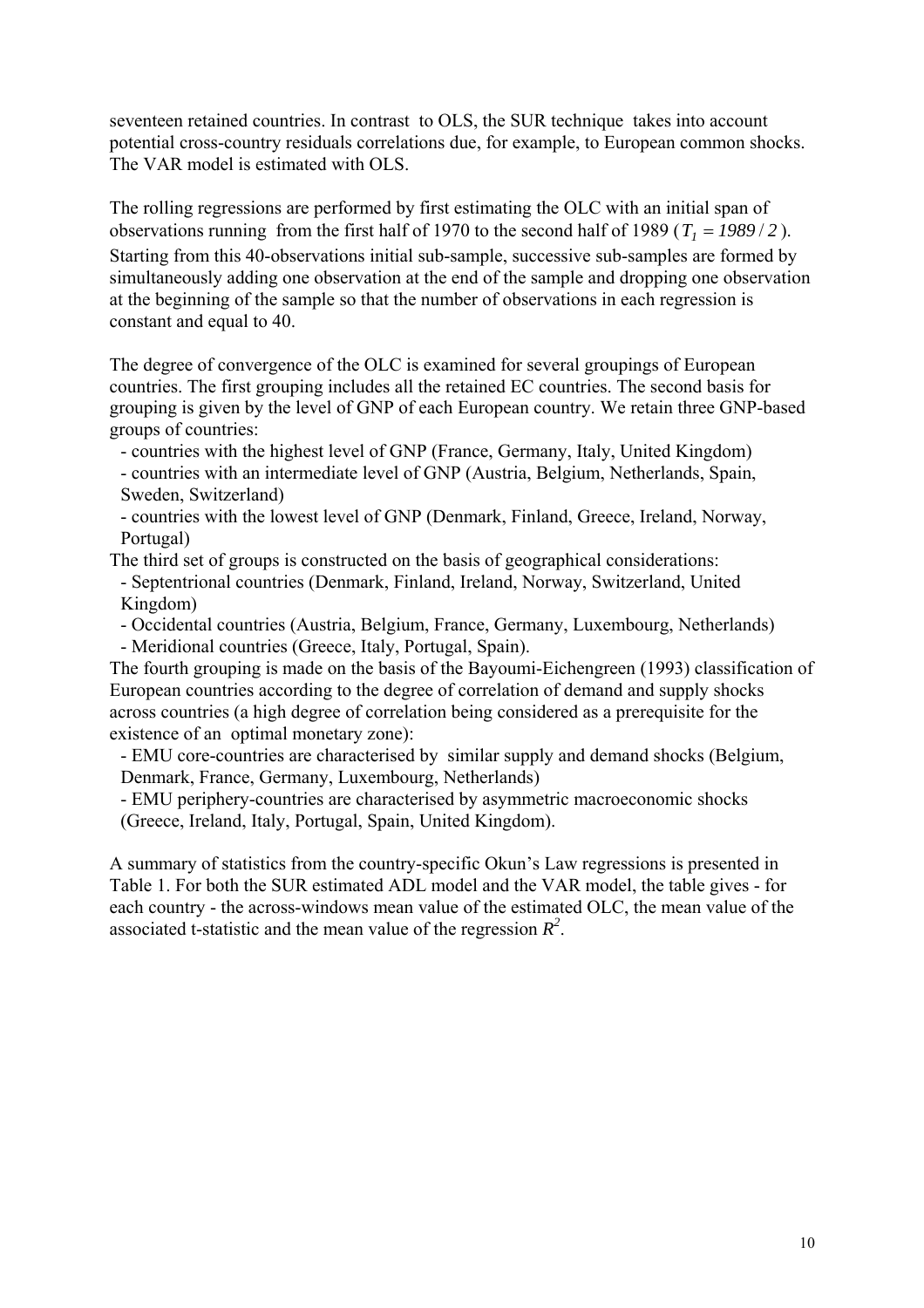seventeen retained countries. In contrast to OLS, the SUR technique takes into account potential cross-country residuals correlations due, for example, to European common shocks. The VAR model is estimated with OLS.

The rolling regressions are performed by first estimating the OLC with an initial span of observations running from the first half of 1970 to the second half of 1989 ($T_1 = 1989/2$). Starting from this 40-observations initial sub-sample, successive sub-samples are formed by simultaneously adding one observation at the end of the sample and dropping one observation at the beginning of the sample so that the number of observations in each regression is constant and equal to 40.

The degree of convergence of the OLC is examined for several groupings of European countries. The first grouping includes all the retained EC countries. The second basis for grouping is given by the level of GNP of each European country. We retain three GNP-based groups of countries:

- countries with the highest level of GNP (France, Germany, Italy, United Kingdom)
- countries with an intermediate level of GNP (Austria, Belgium, Netherlands, Spain, Sweden, Switzerland)
- countries with the lowest level of GNP (Denmark, Finland, Greece, Ireland, Norway, Portugal)

The third set of groups is constructed on the basis of geographical considerations:

- Septentrional countries (Denmark, Finland, Ireland, Norway, Switzerland, United Kingdom)
- Occidental countries (Austria, Belgium, France, Germany, Luxembourg, Netherlands)
- Meridional countries (Greece, Italy, Portugal, Spain).

The fourth grouping is made on the basis of the Bayoumi-Eichengreen (1993) classification of European countries according to the degree of correlation of demand and supply shocks across countries (a high degree of correlation being considered as a prerequisite for the existence of an optimal monetary zone):

- EMU core-countries are characterised by similar supply and demand shocks (Belgium, Denmark, France, Germany, Luxembourg, Netherlands)
- EMU periphery-countries are characterised by asymmetric macroeconomic shocks (Greece, Ireland, Italy, Portugal, Spain, United Kingdom).

A summary of statistics from the country-specific Okun's Law regressions is presented in Table 1. For both the SUR estimated ADL model and the VAR model, the table gives - for each country - the across-windows mean value of the estimated OLC, the mean value of the associated t-statistic and the mean value of the regression $R^2$.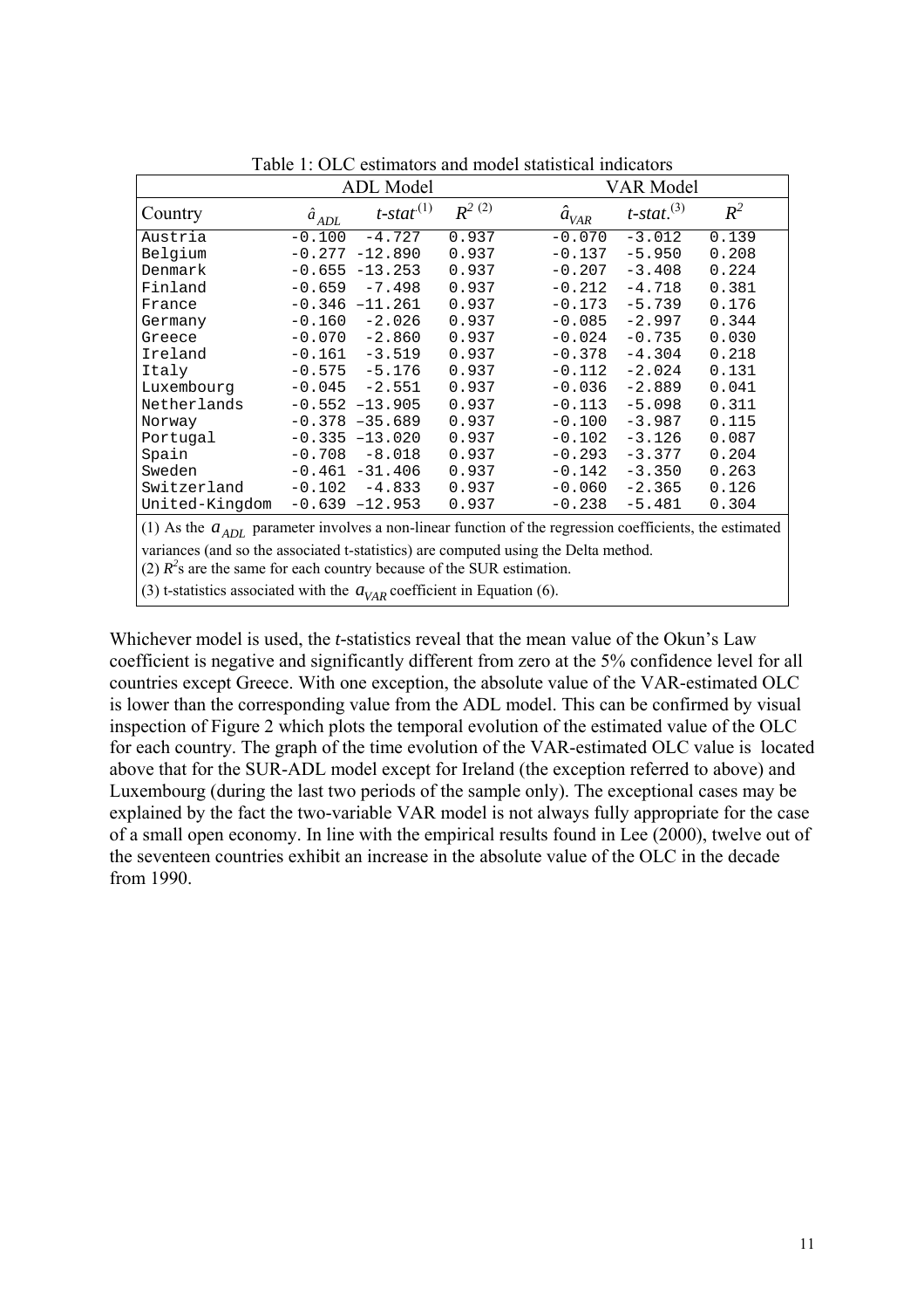Table 1: OLC estimators and model statistical indicators

| | ADL Model | | | VAR Model | | |
|---|---|---|---|---|---|---|
| Country | $\hat{a}_{ADL}$ | *t-stat*[(1)] | $R^{2\ (2)}$ | $\hat{a}_{VAR}$ | *t-stat.*[(3)] | $R^2$ |
| Austria | -0.100 | -4.727 | 0.937 | -0.070 | -3.012 | 0.139 |
| Belgium | -0.277 | -12.890 | 0.937 | -0.137 | -5.950 | 0.208 |
| Denmark | -0.655 | -13.253 | 0.937 | -0.207 | -3.408 | 0.224 |
| Finland | -0.659 | -7.498 | 0.937 | -0.212 | -4.718 | 0.381 |
| France | -0.346 | –11.261 | 0.937 | -0.173 | -5.739 | 0.176 |
| Germany | -0.160 | -2.026 | 0.937 | -0.085 | -2.997 | 0.344 |
| Greece | -0.070 | -2.860 | 0.937 | -0.024 | -0.735 | 0.030 |
| Ireland | -0.161 | -3.519 | 0.937 | -0.378 | -4.304 | 0.218 |
| Italy | -0.575 | -5.176 | 0.937 | -0.112 | -2.024 | 0.131 |
| Luxembourg | -0.045 | -2.551 | 0.937 | -0.036 | -2.889 | 0.041 |
| Netherlands | -0.552 | -13.905 | 0.937 | -0.113 | -5.098 | 0.311 |
| Norway | -0.378 | –35.689 | 0.937 | -0.100 | -3.987 | 0.115 |
| Portugal | -0.335 | -13.020 | 0.937 | -0.102 | -3.126 | 0.087 |
| Spain | -0.708 | -8.018 | 0.937 | -0.293 | -3.377 | 0.204 |
| Sweden | -0.461 | -31.406 | 0.937 | -0.142 | -3.350 | 0.263 |
| Switzerland | -0.102 | -4.833 | 0.937 | -0.060 | -2.365 | 0.126 |
| United-Kingdom | -0.639 | –12.953 | 0.937 | -0.238 | -5.481 | 0.304 |

(1) As the $a_{ADL}$ parameter involves a non-linear function of the regression coefficients, the estimated variances (and so the associated t-statistics) are computed using the Delta method.
(2) $R^2$s are the same for each country because of the SUR estimation.
(3) t-statistics associated with the $a_{VAR}$ coefficient in Equation (6).

Whichever model is used, the *t*-statistics reveal that the mean value of the Okun's Law coefficient is negative and significantly different from zero at the 5% confidence level for all countries except Greece. With one exception, the absolute value of the VAR-estimated OLC is lower than the corresponding value from the ADL model. This can be confirmed by visual inspection of Figure 2 which plots the temporal evolution of the estimated value of the OLC for each country. The graph of the time evolution of the VAR-estimated OLC value is located above that for the SUR-ADL model except for Ireland (the exception referred to above) and Luxembourg (during the last two periods of the sample only). The exceptional cases may be explained by the fact the two-variable VAR model is not always fully appropriate for the case of a small open economy. In line with the empirical results found in Lee (2000), twelve out of the seventeen countries exhibit an increase in the absolute value of the OLC in the decade from 1990.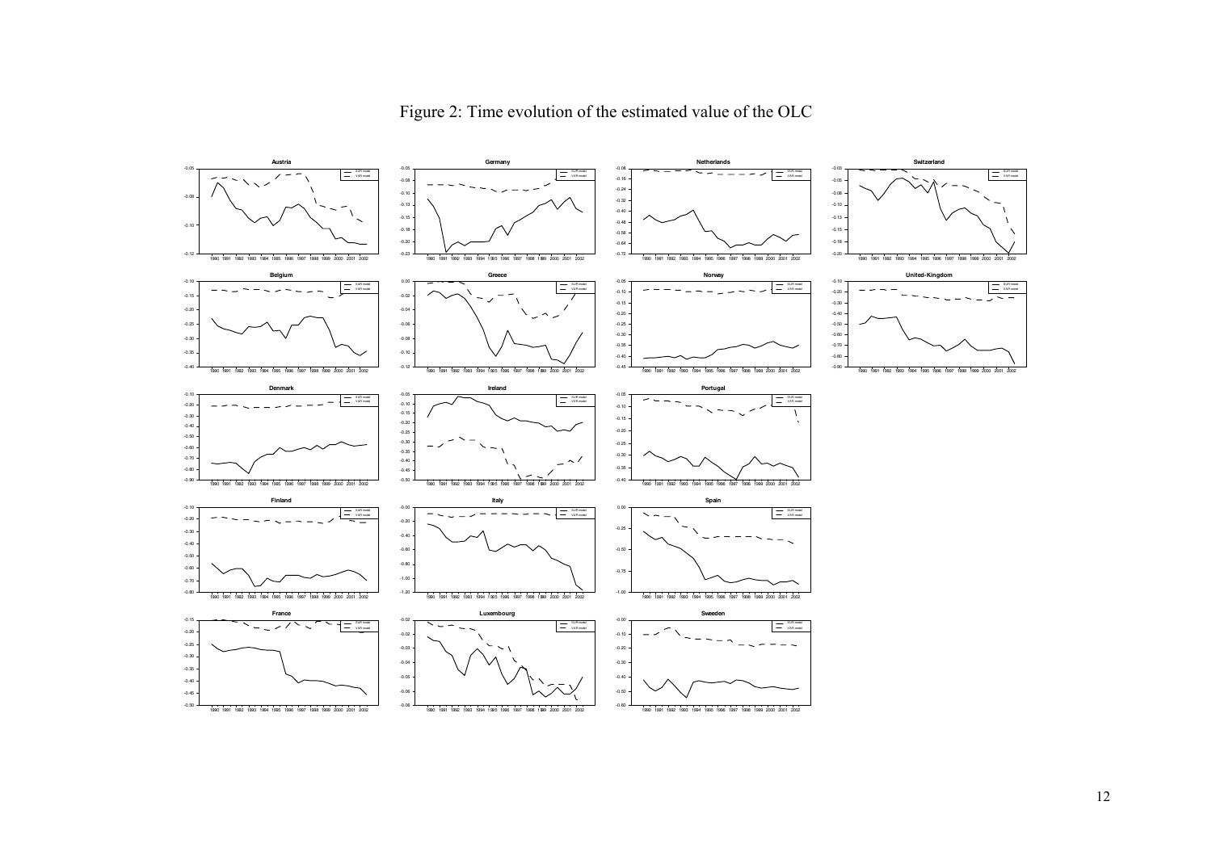Figure 2: Time evolution of the estimated value of the OLC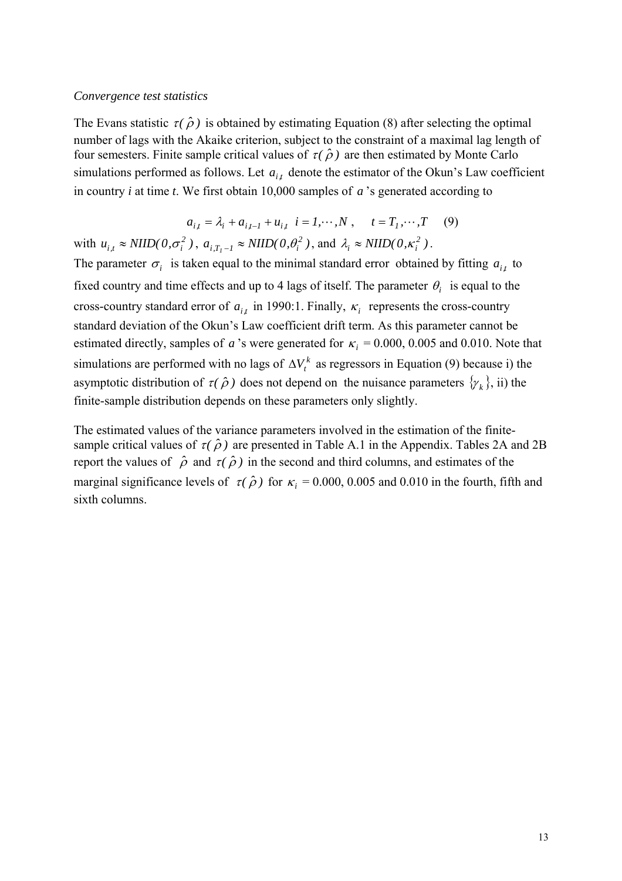*Convergence test statistics*

The Evans statistic $\tau(\hat{\rho})$ is obtained by estimating Equation (8) after selecting the optimal number of lags with the Akaike criterion, subject to the constraint of a maximal lag length of four semesters. Finite sample critical values of $\tau(\hat{\rho})$ are then estimated by Monte Carlo simulations performed as follows. Let $a_{i,t}$ denote the estimator of the Okun's Law coefficient in country *i* at time *t*. We first obtain 10,000 samples of $a$'s generated according to

$$a_{i,t} = \lambda_i + a_{i,t-1} + u_{i,t} \quad i = 1,\cdots,N \,, \qquad t = T_1,\cdots,T \qquad (9)$$

with $u_{i,t} \approx NIID(0,\sigma_i^2)$, $a_{i,T_1-1} \approx NIID(0,\theta_i^2)$, and $\lambda_i \approx NIID(0,\kappa_i^2)$.

The parameter $\sigma_i$ is taken equal to the minimal standard error obtained by fitting $a_{i,t}$ to fixed country and time effects and up to 4 lags of itself. The parameter $\theta_i$ is equal to the cross-country standard error of $a_{i,t}$ in 1990:1. Finally, $\kappa_i$ represents the cross-country standard deviation of the Okun's Law coefficient drift term. As this parameter cannot be estimated directly, samples of $a$'s were generated for $\kappa_i$ = 0.000, 0.005 and 0.010. Note that simulations are performed with no lags of $\Delta V_t^k$ as regressors in Equation (9) because i) the asymptotic distribution of $\tau(\hat{\rho})$ does not depend on the nuisance parameters $\{\gamma_k\}$, ii) the finite-sample distribution depends on these parameters only slightly.

The estimated values of the variance parameters involved in the estimation of the finite-sample critical values of $\tau(\hat{\rho})$ are presented in Table A.1 in the Appendix. Tables 2A and 2B report the values of $\hat{\rho}$ and $\tau(\hat{\rho})$ in the second and third columns, and estimates of the marginal significance levels of $\tau(\hat{\rho})$ for $\kappa_i$ = 0.000, 0.005 and 0.010 in the fourth, fifth and sixth columns.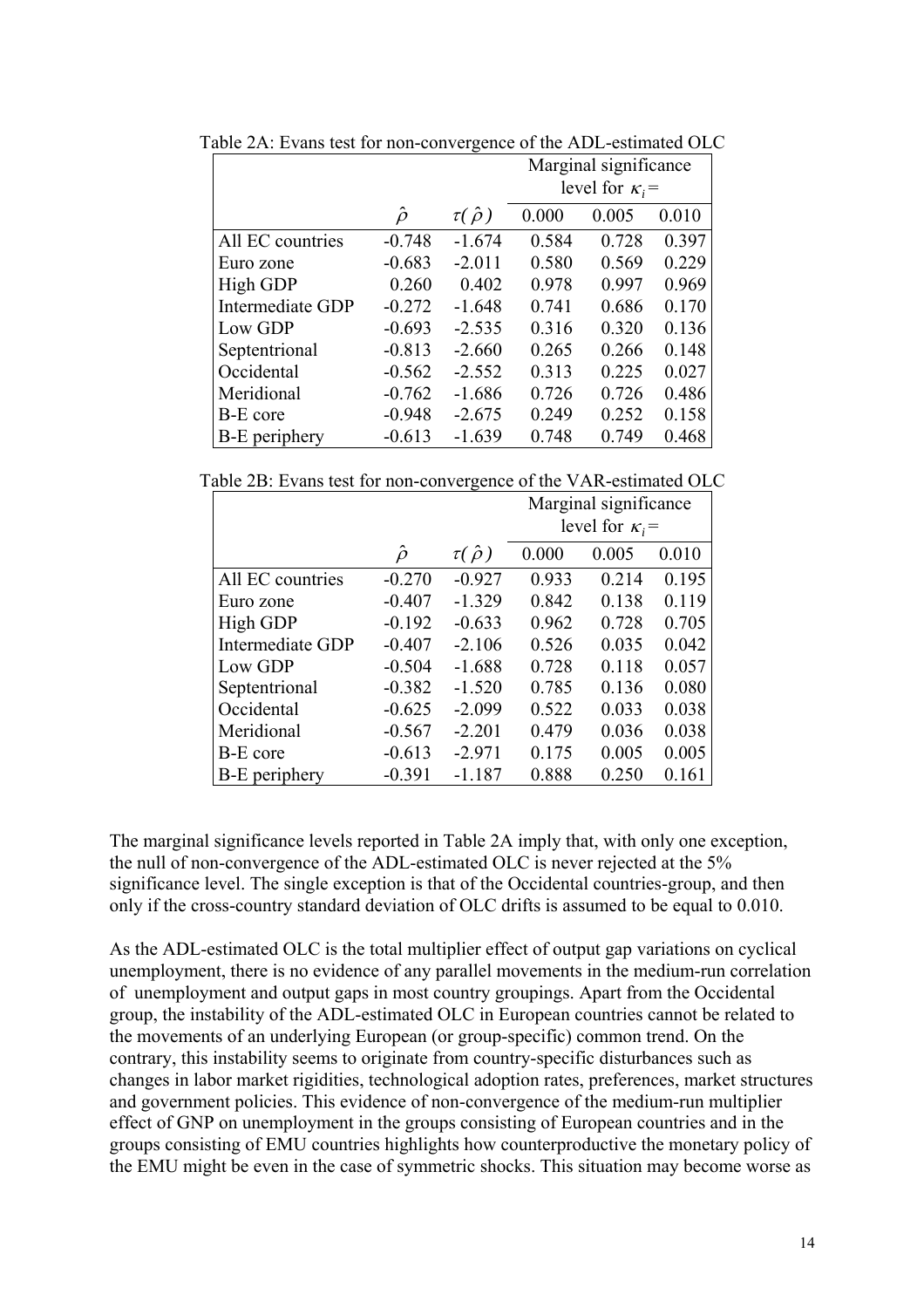Table 2A: Evans test for non-convergence of the ADL-estimated OLC

| | $\hat{\rho}$ | $\tau(\hat{\rho})$ | Marginal significance level for $\kappa_i =$ 0.000 | 0.005 | 0.010 |
|---|---|---|---|---|---|
| All EC countries | -0.748 | -1.674 | 0.584 | 0.728 | 0.397 |
| Euro zone | -0.683 | -2.011 | 0.580 | 0.569 | 0.229 |
| High GDP | 0.260 | 0.402 | 0.978 | 0.997 | 0.969 |
| Intermediate GDP | -0.272 | -1.648 | 0.741 | 0.686 | 0.170 |
| Low GDP | -0.693 | -2.535 | 0.316 | 0.320 | 0.136 |
| Septentrional | -0.813 | -2.660 | 0.265 | 0.266 | 0.148 |
| Occidental | -0.562 | -2.552 | 0.313 | 0.225 | 0.027 |
| Meridional | -0.762 | -1.686 | 0.726 | 0.726 | 0.486 |
| B-E core | -0.948 | -2.675 | 0.249 | 0.252 | 0.158 |
| B-E periphery | -0.613 | -1.639 | 0.748 | 0.749 | 0.468 |

Table 2B: Evans test for non-convergence of the VAR-estimated OLC

| | $\hat{\rho}$ | $\tau(\hat{\rho})$ | Marginal significance level for $\kappa_i =$ 0.000 | 0.005 | 0.010 |
|---|---|---|---|---|---|
| All EC countries | -0.270 | -0.927 | 0.933 | 0.214 | 0.195 |
| Euro zone | -0.407 | -1.329 | 0.842 | 0.138 | 0.119 |
| High GDP | -0.192 | -0.633 | 0.962 | 0.728 | 0.705 |
| Intermediate GDP | -0.407 | -2.106 | 0.526 | 0.035 | 0.042 |
| Low GDP | -0.504 | -1.688 | 0.728 | 0.118 | 0.057 |
| Septentrional | -0.382 | -1.520 | 0.785 | 0.136 | 0.080 |
| Occidental | -0.625 | -2.099 | 0.522 | 0.033 | 0.038 |
| Meridional | -0.567 | -2.201 | 0.479 | 0.036 | 0.038 |
| B-E core | -0.613 | -2.971 | 0.175 | 0.005 | 0.005 |
| B-E periphery | -0.391 | -1.187 | 0.888 | 0.250 | 0.161 |

The marginal significance levels reported in Table 2A imply that, with only one exception, the null of non-convergence of the ADL-estimated OLC is never rejected at the 5% significance level. The single exception is that of the Occidental countries-group, and then only if the cross-country standard deviation of OLC drifts is assumed to be equal to 0.010.

As the ADL-estimated OLC is the total multiplier effect of output gap variations on cyclical unemployment, there is no evidence of any parallel movements in the medium-run correlation of unemployment and output gaps in most country groupings. Apart from the Occidental group, the instability of the ADL-estimated OLC in European countries cannot be related to the movements of an underlying European (or group-specific) common trend. On the contrary, this instability seems to originate from country-specific disturbances such as changes in labor market rigidities, technological adoption rates, preferences, market structures and government policies. This evidence of non-convergence of the medium-run multiplier effect of GNP on unemployment in the groups consisting of European countries and in the groups consisting of EMU countries highlights how counterproductive the monetary policy of the EMU might be even in the case of symmetric shocks. This situation may become worse as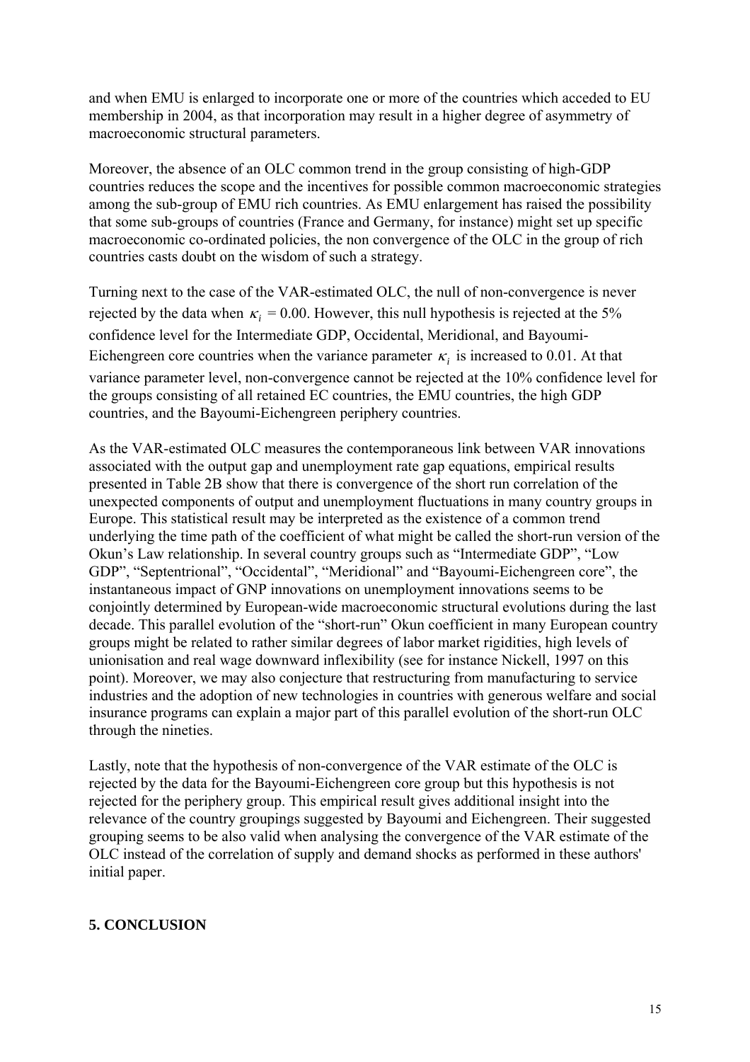and when EMU is enlarged to incorporate one or more of the countries which acceded to EU membership in 2004, as that incorporation may result in a higher degree of asymmetry of macroeconomic structural parameters.

Moreover, the absence of an OLC common trend in the group consisting of high-GDP countries reduces the scope and the incentives for possible common macroeconomic strategies among the sub-group of EMU rich countries. As EMU enlargement has raised the possibility that some sub-groups of countries (France and Germany, for instance) might set up specific macroeconomic co-ordinated policies, the non convergence of the OLC in the group of rich countries casts doubt on the wisdom of such a strategy.

Turning next to the case of the VAR-estimated OLC, the null of non-convergence is never rejected by the data when $\kappa_i$ = 0.00. However, this null hypothesis is rejected at the 5% confidence level for the Intermediate GDP, Occidental, Meridional, and Bayoumi-Eichengreen core countries when the variance parameter $\kappa_i$ is increased to 0.01. At that variance parameter level, non-convergence cannot be rejected at the 10% confidence level for the groups consisting of all retained EC countries, the EMU countries, the high GDP countries, and the Bayoumi-Eichengreen periphery countries.

As the VAR-estimated OLC measures the contemporaneous link between VAR innovations associated with the output gap and unemployment rate gap equations, empirical results presented in Table 2B show that there is convergence of the short run correlation of the unexpected components of output and unemployment fluctuations in many country groups in Europe. This statistical result may be interpreted as the existence of a common trend underlying the time path of the coefficient of what might be called the short-run version of the Okun's Law relationship. In several country groups such as "Intermediate GDP", "Low GDP", "Septentrional", "Occidental", "Meridional" and "Bayoumi-Eichengreen core", the instantaneous impact of GNP innovations on unemployment innovations seems to be conjointly determined by European-wide macroeconomic structural evolutions during the last decade. This parallel evolution of the "short-run" Okun coefficient in many European country groups might be related to rather similar degrees of labor market rigidities, high levels of unionisation and real wage downward inflexibility (see for instance Nickell, 1997 on this point). Moreover, we may also conjecture that restructuring from manufacturing to service industries and the adoption of new technologies in countries with generous welfare and social insurance programs can explain a major part of this parallel evolution of the short-run OLC through the nineties.

Lastly, note that the hypothesis of non-convergence of the VAR estimate of the OLC is rejected by the data for the Bayoumi-Eichengreen core group but this hypothesis is not rejected for the periphery group. This empirical result gives additional insight into the relevance of the country groupings suggested by Bayoumi and Eichengreen. Their suggested grouping seems to be also valid when analysing the convergence of the VAR estimate of the OLC instead of the correlation of supply and demand shocks as performed in these authors' initial paper.

## 5. CONCLUSION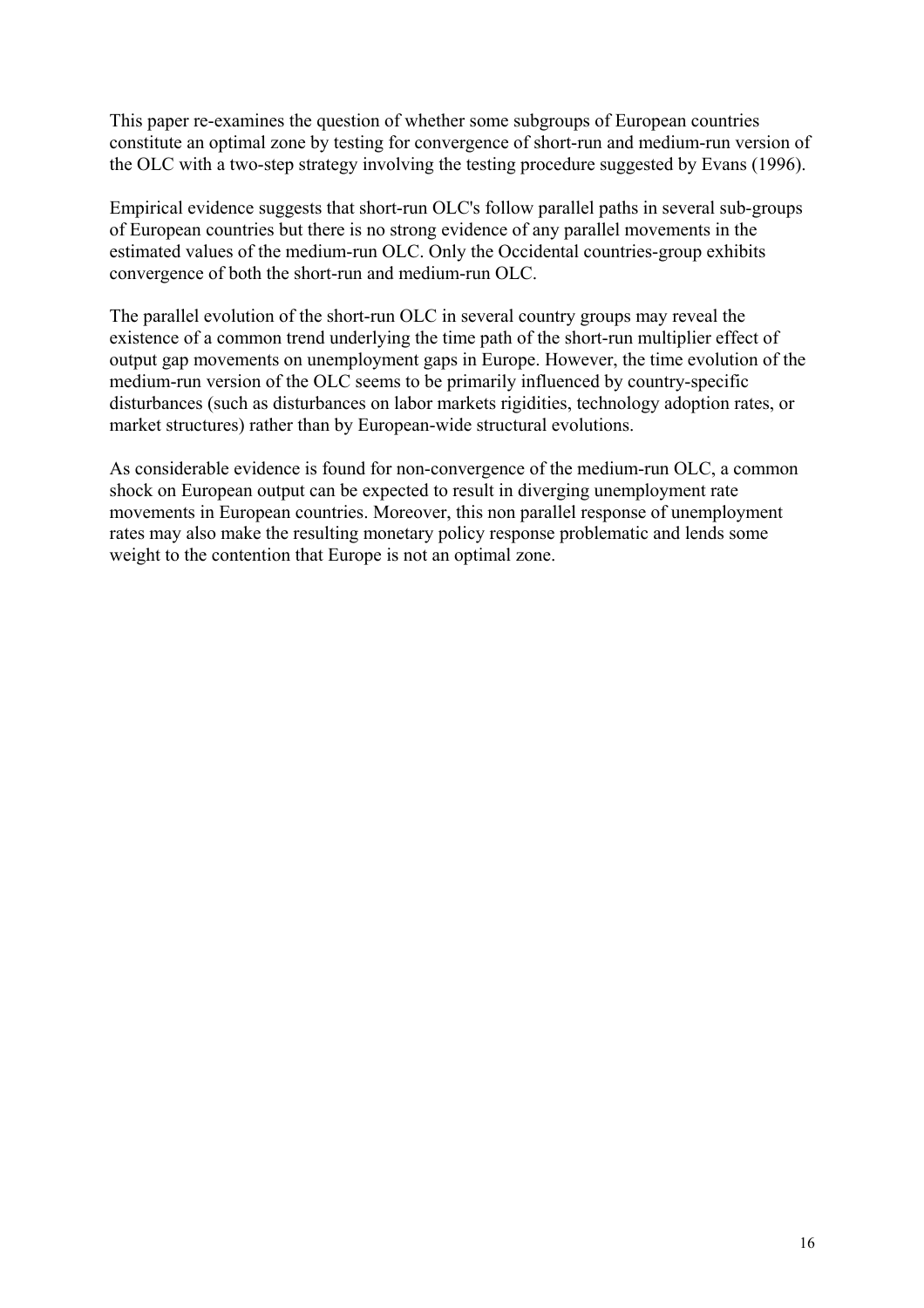This paper re-examines the question of whether some subgroups of European countries constitute an optimal zone by testing for convergence of short-run and medium-run version of the OLC with a two-step strategy involving the testing procedure suggested by Evans (1996).

Empirical evidence suggests that short-run OLC's follow parallel paths in several sub-groups of European countries but there is no strong evidence of any parallel movements in the estimated values of the medium-run OLC. Only the Occidental countries-group exhibits convergence of both the short-run and medium-run OLC.

The parallel evolution of the short-run OLC in several country groups may reveal the existence of a common trend underlying the time path of the short-run multiplier effect of output gap movements on unemployment gaps in Europe. However, the time evolution of the medium-run version of the OLC seems to be primarily influenced by country-specific disturbances (such as disturbances on labor markets rigidities, technology adoption rates, or market structures) rather than by European-wide structural evolutions.

As considerable evidence is found for non-convergence of the medium-run OLC, a common shock on European output can be expected to result in diverging unemployment rate movements in European countries. Moreover, this non parallel response of unemployment rates may also make the resulting monetary policy response problematic and lends some weight to the contention that Europe is not an optimal zone.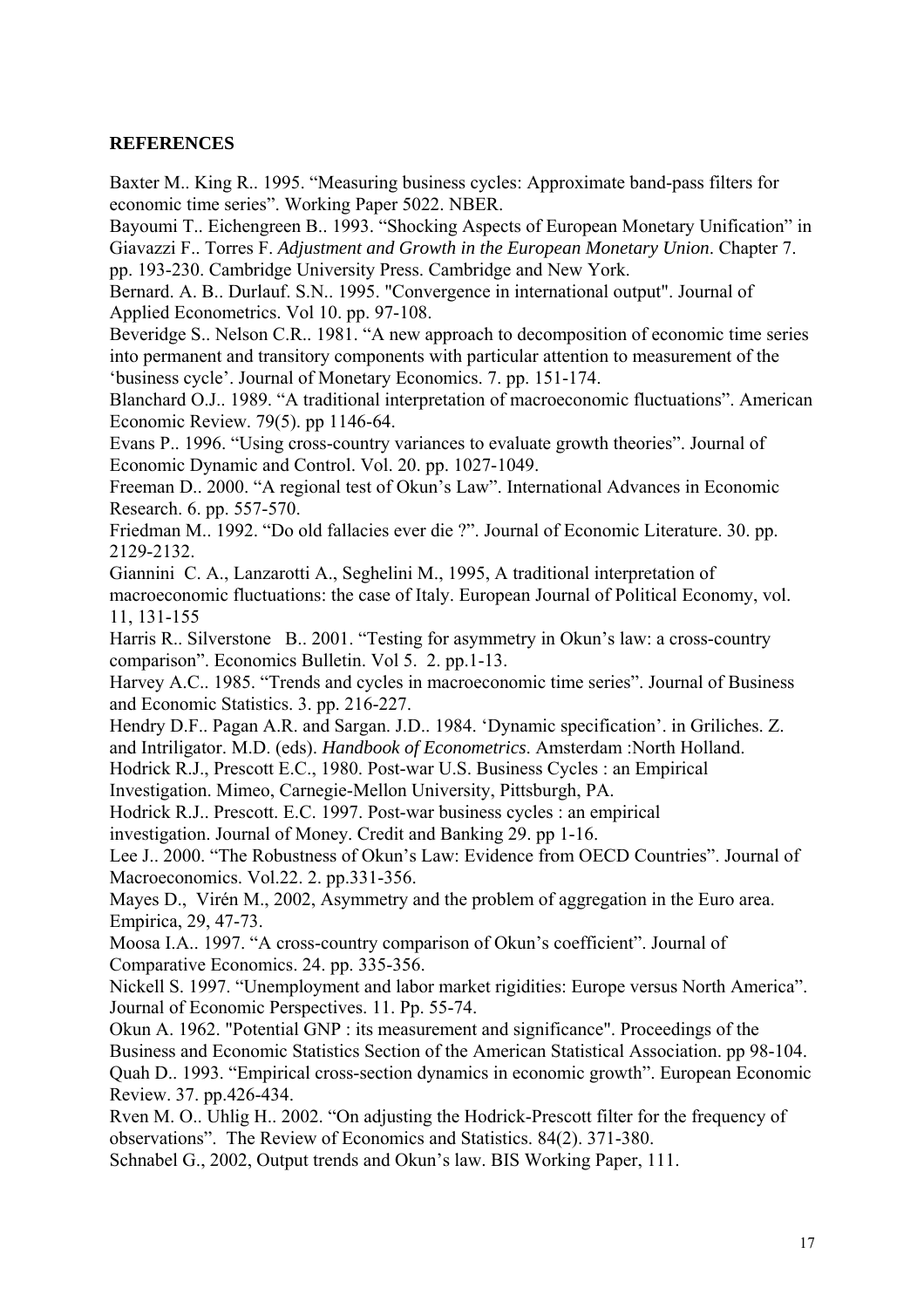**REFERENCES**

Baxter M.. King R.. 1995. "Measuring business cycles: Approximate band-pass filters for economic time series". Working Paper 5022. NBER.

Bayoumi T.. Eichengreen B.. 1993. "Shocking Aspects of European Monetary Unification" in Giavazzi F.. Torres F. *Adjustment and Growth in the European Monetary Union*. Chapter 7. pp. 193-230. Cambridge University Press. Cambridge and New York.

Bernard. A. B.. Durlauf. S.N.. 1995. "Convergence in international output". Journal of Applied Econometrics. Vol 10. pp. 97-108.

Beveridge S.. Nelson C.R.. 1981. "A new approach to decomposition of economic time series into permanent and transitory components with particular attention to measurement of the 'business cycle'. Journal of Monetary Economics. 7. pp. 151-174.

Blanchard O.J.. 1989. "A traditional interpretation of macroeconomic fluctuations". American Economic Review. 79(5). pp 1146-64.

Evans P.. 1996. "Using cross-country variances to evaluate growth theories". Journal of Economic Dynamic and Control. Vol. 20. pp. 1027-1049.

Freeman D.. 2000. "A regional test of Okun's Law". International Advances in Economic Research. 6. pp. 557-570.

Friedman M.. 1992. "Do old fallacies ever die ?". Journal of Economic Literature. 30. pp. 2129-2132.

Giannini C. A., Lanzarotti A., Seghelini M., 1995, A traditional interpretation of macroeconomic fluctuations: the case of Italy. European Journal of Political Economy, vol. 11, 131-155

Harris R.. Silverstone B.. 2001. "Testing for asymmetry in Okun's law: a cross-country comparison". Economics Bulletin. Vol 5. 2. pp.1-13.

Harvey A.C.. 1985. "Trends and cycles in macroeconomic time series". Journal of Business and Economic Statistics. 3. pp. 216-227.

Hendry D.F.. Pagan A.R. and Sargan. J.D.. 1984. 'Dynamic specification'. in Griliches. Z. and Intriligator. M.D. (eds). *Handbook of Econometrics*. Amsterdam :North Holland.

Hodrick R.J., Prescott E.C., 1980. Post-war U.S. Business Cycles : an Empirical Investigation. Mimeo, Carnegie-Mellon University, Pittsburgh, PA.

Hodrick R.J.. Prescott. E.C. 1997. Post-war business cycles : an empirical investigation. Journal of Money. Credit and Banking 29. pp 1-16.

Lee J.. 2000. "The Robustness of Okun's Law: Evidence from OECD Countries". Journal of Macroeconomics. Vol.22. 2. pp.331-356.

Mayes D., Virén M., 2002, Asymmetry and the problem of aggregation in the Euro area. Empirica, 29, 47-73.

Moosa I.A.. 1997. "A cross-country comparison of Okun's coefficient". Journal of Comparative Economics. 24. pp. 335-356.

Nickell S. 1997. "Unemployment and labor market rigidities: Europe versus North America". Journal of Economic Perspectives. 11. Pp. 55-74.

Okun A. 1962. "Potential GNP : its measurement and significance". Proceedings of the Business and Economic Statistics Section of the American Statistical Association. pp 98-104.

Quah D.. 1993. "Empirical cross-section dynamics in economic growth". European Economic Review. 37. pp.426-434.

Rven M. O.. Uhlig H.. 2002. "On adjusting the Hodrick-Prescott filter for the frequency of observations". The Review of Economics and Statistics. 84(2). 371-380.

Schnabel G., 2002, Output trends and Okun's law. BIS Working Paper, 111.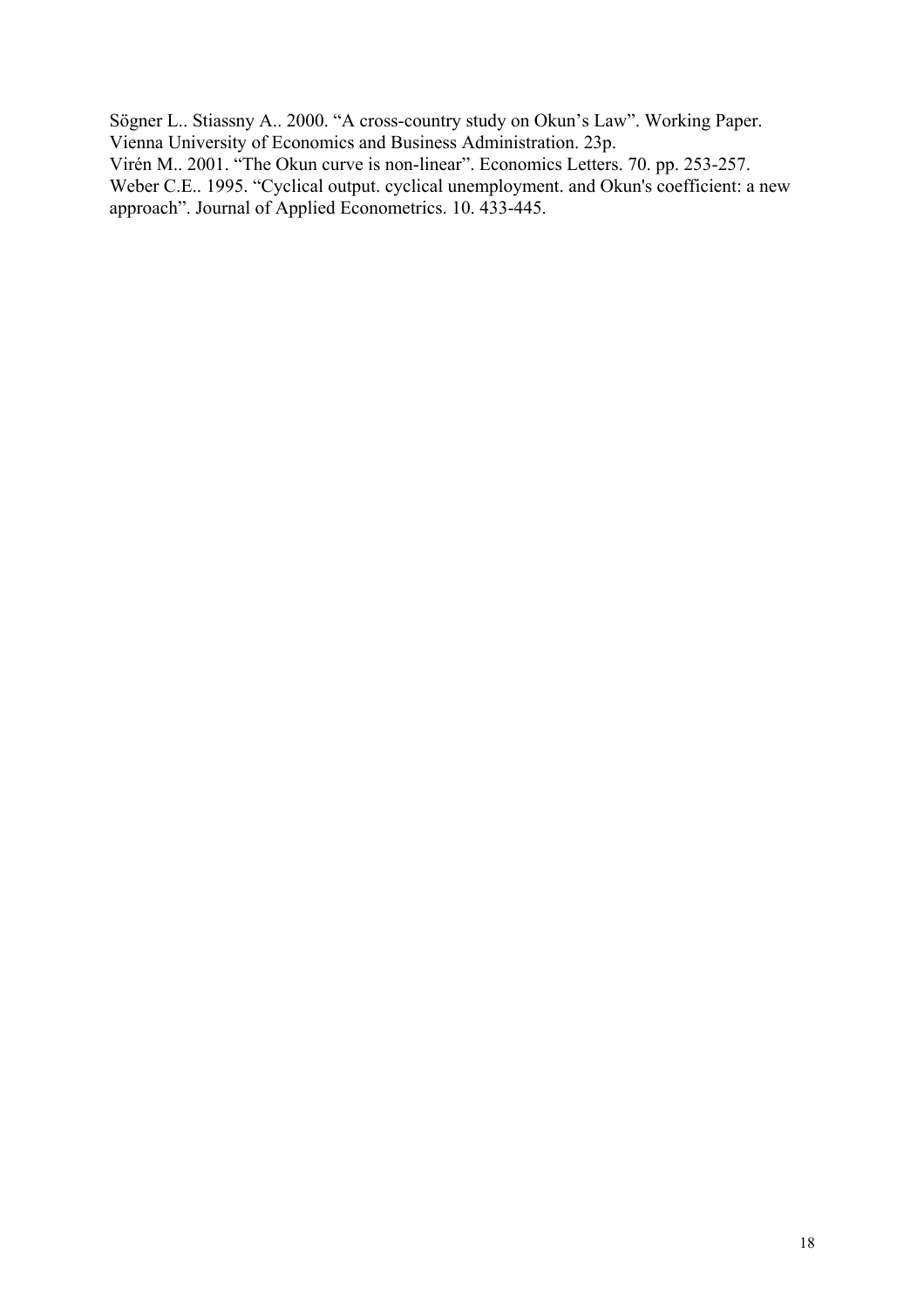Sögner L.. Stiassny A.. 2000. “A cross-country study on Okun’s Law”. Working Paper. Vienna University of Economics and Business Administration. 23p.

Virén M.. 2001. “The Okun curve is non-linear”. Economics Letters. 70. pp. 253-257.

Weber C.E.. 1995. “Cyclical output. cyclical unemployment. and Okun's coefficient: a new approach”. Journal of Applied Econometrics. 10. 433-445.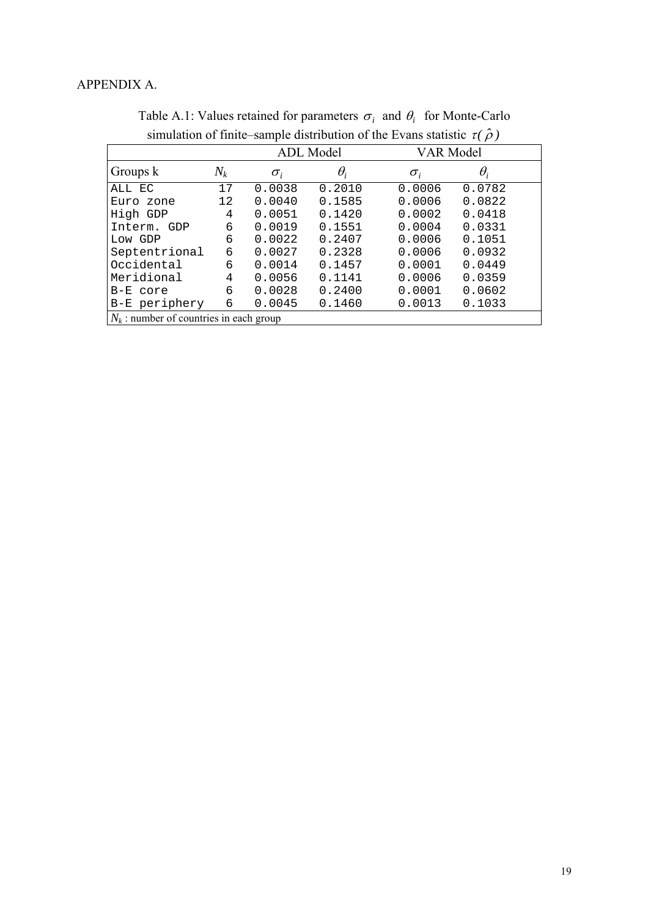APPENDIX A.

Table A.1: Values retained for parameters $\sigma_i$ and $\theta_i$ for Monte-Carlo simulation of finite–sample distribution of the Evans statistic $\tau(\hat{\rho})$

| | | ADL Model | | VAR Model | |
|---|---|---|---|---|---|
| Groups k | $N_k$ | $\sigma_i$ | $\theta_i$ | $\sigma_i$ | $\theta_i$ |
| ALL EC | 17 | 0.0038 | 0.2010 | 0.0006 | 0.0782 |
| Euro zone | 12 | 0.0040 | 0.1585 | 0.0006 | 0.0822 |
| High GDP | 4 | 0.0051 | 0.1420 | 0.0002 | 0.0418 |
| Interm. GDP | 6 | 0.0019 | 0.1551 | 0.0004 | 0.0331 |
| Low GDP | 6 | 0.0022 | 0.2407 | 0.0006 | 0.1051 |
| Septentrional | 6 | 0.0027 | 0.2328 | 0.0006 | 0.0932 |
| Occidental | 6 | 0.0014 | 0.1457 | 0.0001 | 0.0449 |
| Meridional | 4 | 0.0056 | 0.1141 | 0.0006 | 0.0359 |
| B-E core | 6 | 0.0028 | 0.2400 | 0.0001 | 0.0602 |
| B-E periphery | 6 | 0.0045 | 0.1460 | 0.0013 | 0.1033 |

$N_k$ : number of countries in each group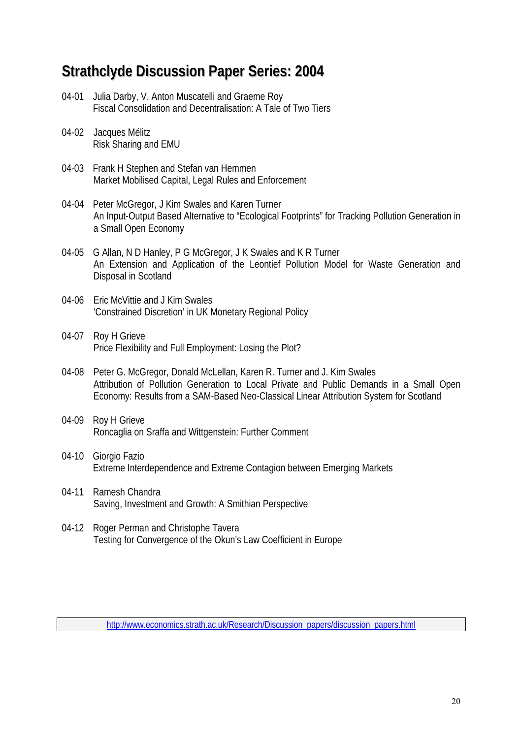# Strathclyde Discussion Paper Series: 2004

04-01 Julia Darby, V. Anton Muscatelli and Graeme Roy
Fiscal Consolidation and Decentralisation: A Tale of Two Tiers

04-02 Jacques Mélitz
Risk Sharing and EMU

04-03 Frank H Stephen and Stefan van Hemmen
Market Mobilised Capital, Legal Rules and Enforcement

04-04 Peter McGregor, J Kim Swales and Karen Turner
An Input-Output Based Alternative to "Ecological Footprints" for Tracking Pollution Generation in a Small Open Economy

04-05 G Allan, N D Hanley, P G McGregor, J K Swales and K R Turner
An Extension and Application of the Leontief Pollution Model for Waste Generation and Disposal in Scotland

04-06 Eric McVittie and J Kim Swales
'Constrained Discretion' in UK Monetary Regional Policy

04-07 Roy H Grieve
Price Flexibility and Full Employment: Losing the Plot?

04-08 Peter G. McGregor, Donald McLellan, Karen R. Turner and J. Kim Swales
Attribution of Pollution Generation to Local Private and Public Demands in a Small Open Economy: Results from a SAM-Based Neo-Classical Linear Attribution System for Scotland

04-09 Roy H Grieve
Roncaglia on Sraffa and Wittgenstein: Further Comment

04-10 Giorgio Fazio
Extreme Interdependence and Extreme Contagion between Emerging Markets

04-11 Ramesh Chandra
Saving, Investment and Growth: A Smithian Perspective

04-12 Roger Perman and Christophe Tavera
Testing for Convergence of the Okun's Law Coefficient in Europe

http://www.economics.strath.ac.uk/Research/Discussion_papers/discussion_papers.html